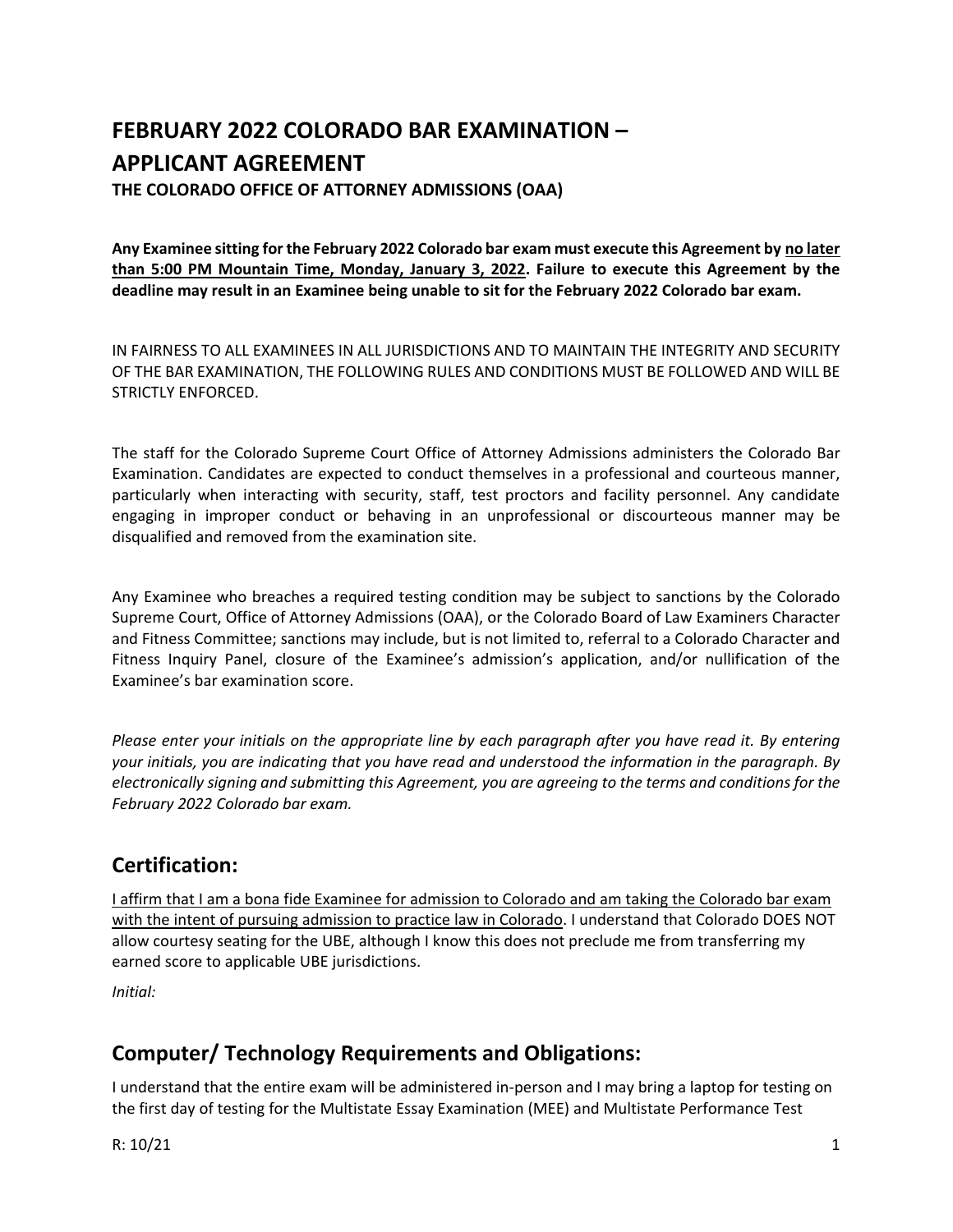# FEBRUARY 2022 COLORADO BAR EXAMINATION – APPLICANT AGREEMENT

**THE COLORADO OFFICE OF ATTORNEY ADMISSIONS (OAA)**

**Any Examinee sitting for the February 2022 Colorado bar exam must execute this Agreement by <u>no later than 5:00 PM Mountain Time, Monday, January 3, 2022</u>. Failure to execute this Agreement by the deadline may result in an Examinee being unable to sit for the February 2022 Colorado bar exam.**

IN FAIRNESS TO ALL EXAMINEES IN ALL JURISDICTIONS AND TO MAINTAIN THE INTEGRITY AND SECURITY OF THE BAR EXAMINATION, THE FOLLOWING RULES AND CONDITIONS MUST BE FOLLOWED AND WILL BE STRICTLY ENFORCED.

The staff for the Colorado Supreme Court Office of Attorney Admissions administers the Colorado Bar Examination. Candidates are expected to conduct themselves in a professional and courteous manner, particularly when interacting with security, staff, test proctors and facility personnel. Any candidate engaging in improper conduct or behaving in an unprofessional or discourteous manner may be disqualified and removed from the examination site.

Any Examinee who breaches a required testing condition may be subject to sanctions by the Colorado Supreme Court, Office of Attorney Admissions (OAA), or the Colorado Board of Law Examiners Character and Fitness Committee; sanctions may include, but is not limited to, referral to a Colorado Character and Fitness Inquiry Panel, closure of the Examinee's admission's application, and/or nullification of the Examinee's bar examination score.

*Please enter your initials on the appropriate line by each paragraph after you have read it. By entering your initials, you are indicating that you have read and understood the information in the paragraph. By electronically signing and submitting this Agreement, you are agreeing to the terms and conditions for the February 2022 Colorado bar exam.*

## Certification:

<u>I affirm that I am a bona fide Examinee for admission to Colorado and am taking the Colorado bar exam with the intent of pursuing admission to practice law in Colorado</u>. I understand that Colorado DOES NOT allow courtesy seating for the UBE, although I know this does not preclude me from transferring my earned score to applicable UBE jurisdictions.

*Initial:*

## Computer/ Technology Requirements and Obligations:

I understand that the entire exam will be administered in-person and I may bring a laptop for testing on the first day of testing for the Multistate Essay Examination (MEE) and Multistate Performance Test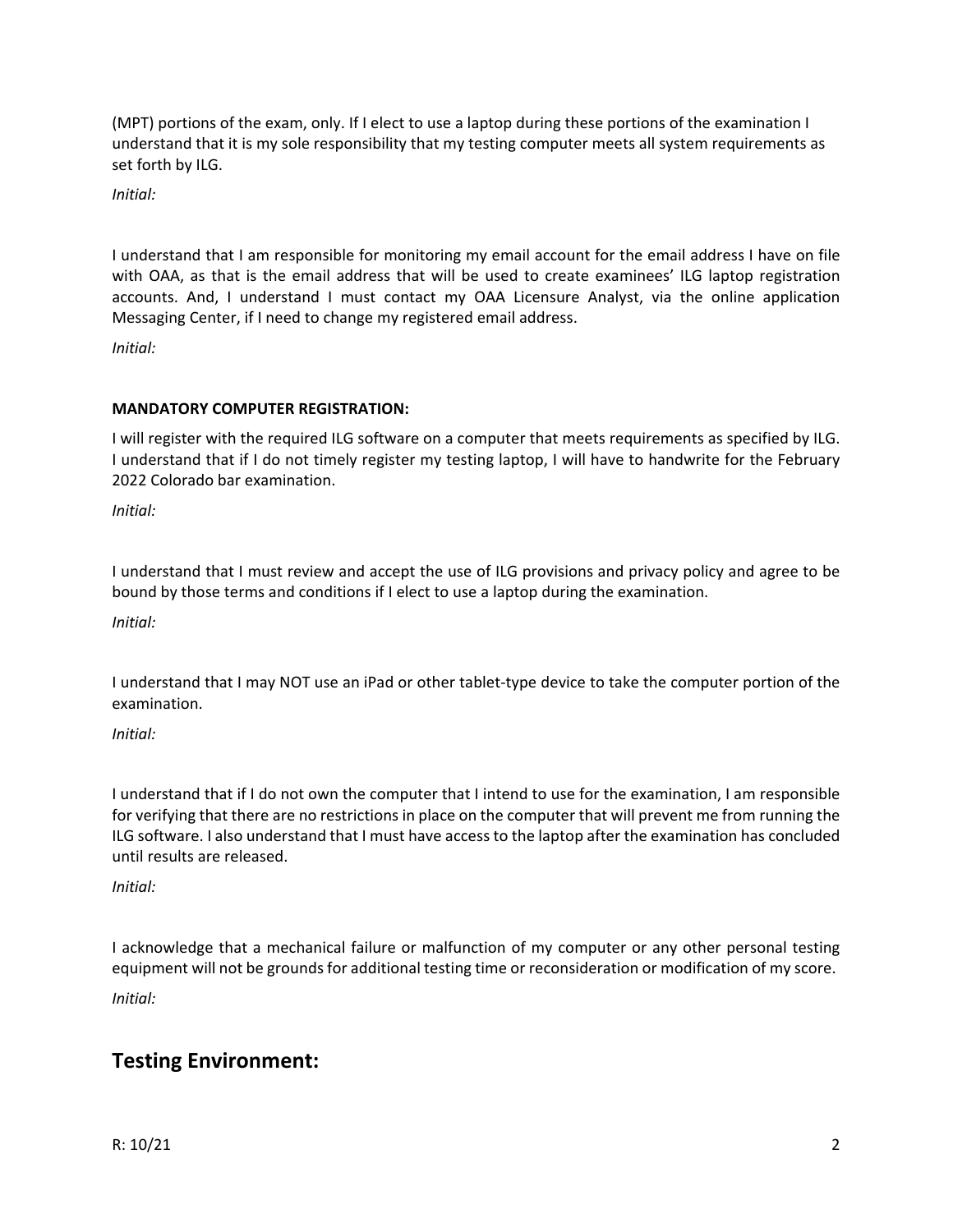(MPT) portions of the exam, only. If I elect to use a laptop during these portions of the examination I understand that it is my sole responsibility that my testing computer meets all system requirements as set forth by ILG.

*Initial:*

I understand that I am responsible for monitoring my email account for the email address I have on file with OAA, as that is the email address that will be used to create examinees' ILG laptop registration accounts. And, I understand I must contact my OAA Licensure Analyst, via the online application Messaging Center, if I need to change my registered email address.

*Initial:*

**MANDATORY COMPUTER REGISTRATION:**

I will register with the required ILG software on a computer that meets requirements as specified by ILG. I understand that if I do not timely register my testing laptop, I will have to handwrite for the February 2022 Colorado bar examination.

*Initial:*

I understand that I must review and accept the use of ILG provisions and privacy policy and agree to be bound by those terms and conditions if I elect to use a laptop during the examination.

*Initial:*

I understand that I may NOT use an iPad or other tablet-type device to take the computer portion of the examination.

*Initial:*

I understand that if I do not own the computer that I intend to use for the examination, I am responsible for verifying that there are no restrictions in place on the computer that will prevent me from running the ILG software. I also understand that I must have access to the laptop after the examination has concluded until results are released.

*Initial:*

I acknowledge that a mechanical failure or malfunction of my computer or any other personal testing equipment will not be grounds for additional testing time or reconsideration or modification of my score.

*Initial:*

## Testing Environment:

R: 10/21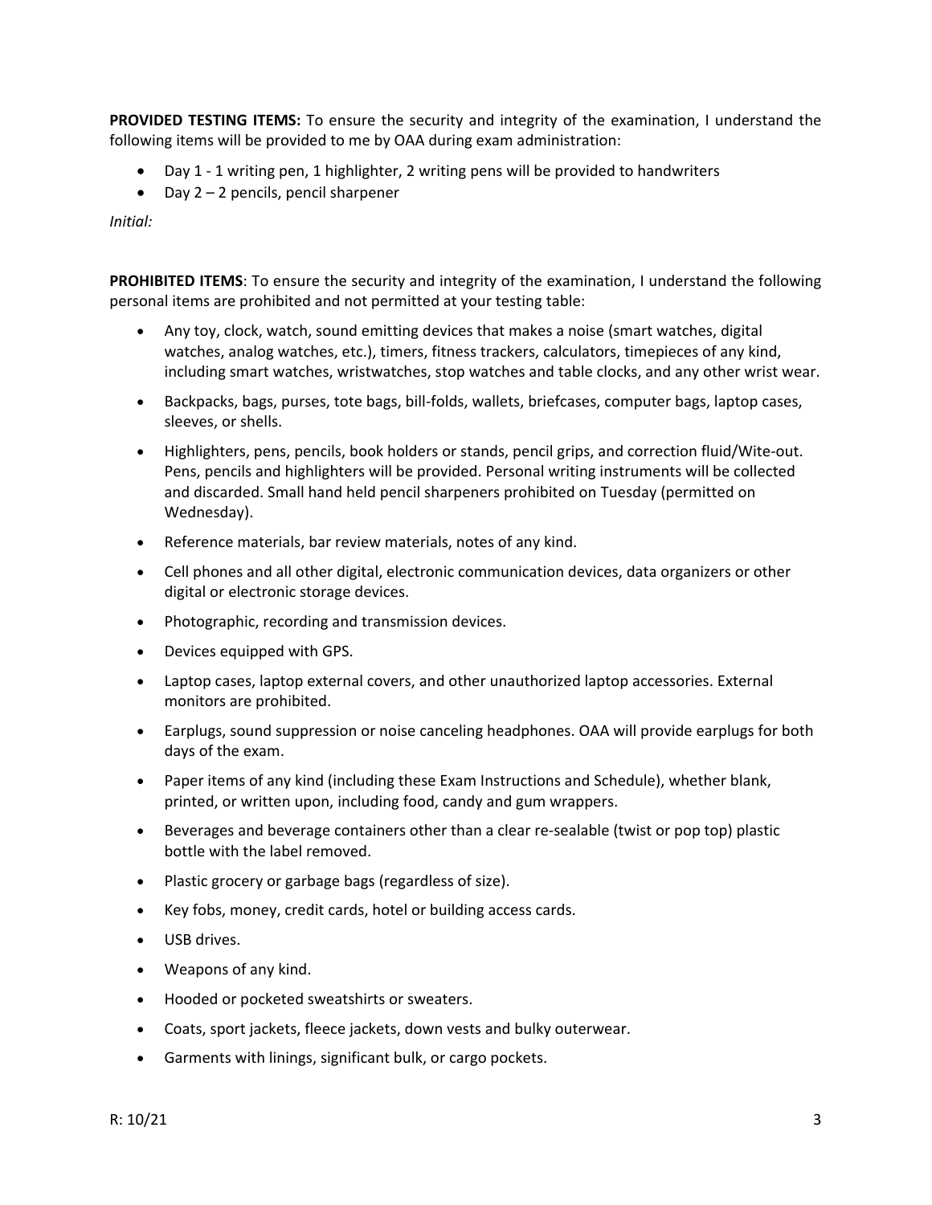**PROVIDED TESTING ITEMS:** To ensure the security and integrity of the examination, I understand the following items will be provided to me by OAA during exam administration:

- Day 1 - 1 writing pen, 1 highlighter, 2 writing pens will be provided to handwriters
- Day 2 – 2 pencils, pencil sharpener

*Initial:*

**PROHIBITED ITEMS**: To ensure the security and integrity of the examination, I understand the following personal items are prohibited and not permitted at your testing table:

- Any toy, clock, watch, sound emitting devices that makes a noise (smart watches, digital watches, analog watches, etc.), timers, fitness trackers, calculators, timepieces of any kind, including smart watches, wristwatches, stop watches and table clocks, and any other wrist wear.
- Backpacks, bags, purses, tote bags, bill-folds, wallets, briefcases, computer bags, laptop cases, sleeves, or shells.
- Highlighters, pens, pencils, book holders or stands, pencil grips, and correction fluid/Wite-out. Pens, pencils and highlighters will be provided. Personal writing instruments will be collected and discarded. Small hand held pencil sharpeners prohibited on Tuesday (permitted on Wednesday).
- Reference materials, bar review materials, notes of any kind.
- Cell phones and all other digital, electronic communication devices, data organizers or other digital or electronic storage devices.
- Photographic, recording and transmission devices.
- Devices equipped with GPS.
- Laptop cases, laptop external covers, and other unauthorized laptop accessories. External monitors are prohibited.
- Earplugs, sound suppression or noise canceling headphones. OAA will provide earplugs for both days of the exam.
- Paper items of any kind (including these Exam Instructions and Schedule), whether blank, printed, or written upon, including food, candy and gum wrappers.
- Beverages and beverage containers other than a clear re-sealable (twist or pop top) plastic bottle with the label removed.
- Plastic grocery or garbage bags (regardless of size).
- Key fobs, money, credit cards, hotel or building access cards.
- USB drives.
- Weapons of any kind.
- Hooded or pocketed sweatshirts or sweaters.
- Coats, sport jackets, fleece jackets, down vests and bulky outerwear.
- Garments with linings, significant bulk, or cargo pockets.

R: 10/21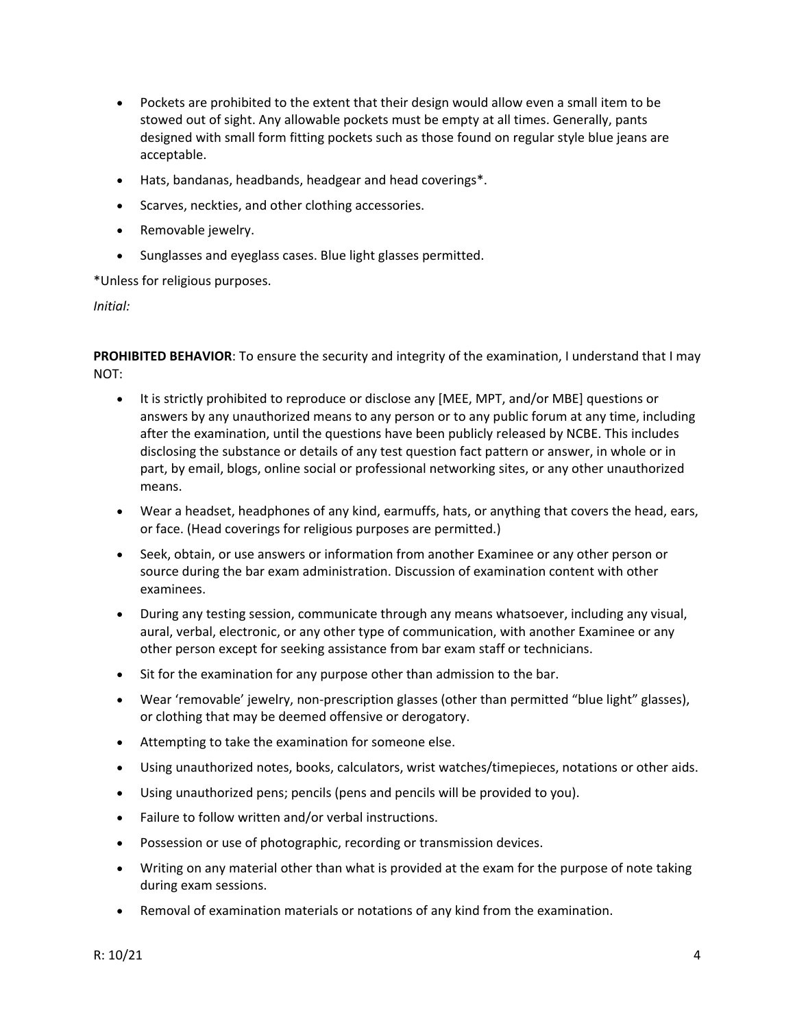- Pockets are prohibited to the extent that their design would allow even a small item to be stowed out of sight. Any allowable pockets must be empty at all times. Generally, pants designed with small form fitting pockets such as those found on regular style blue jeans are acceptable.
- Hats, bandanas, headbands, headgear and head coverings*.
- Scarves, neckties, and other clothing accessories.
- Removable jewelry.
- Sunglasses and eyeglass cases. Blue light glasses permitted.

*Unless for religious purposes.

*Initial:*

**PROHIBITED BEHAVIOR**: To ensure the security and integrity of the examination, I understand that I may NOT:

- It is strictly prohibited to reproduce or disclose any [MEE, MPT, and/or MBE] questions or answers by any unauthorized means to any person or to any public forum at any time, including after the examination, until the questions have been publicly released by NCBE. This includes disclosing the substance or details of any test question fact pattern or answer, in whole or in part, by email, blogs, online social or professional networking sites, or any other unauthorized means.
- Wear a headset, headphones of any kind, earmuffs, hats, or anything that covers the head, ears, or face. (Head coverings for religious purposes are permitted.)
- Seek, obtain, or use answers or information from another Examinee or any other person or source during the bar exam administration. Discussion of examination content with other examinees.
- During any testing session, communicate through any means whatsoever, including any visual, aural, verbal, electronic, or any other type of communication, with another Examinee or any other person except for seeking assistance from bar exam staff or technicians.
- Sit for the examination for any purpose other than admission to the bar.
- Wear 'removable' jewelry, non-prescription glasses (other than permitted "blue light" glasses), or clothing that may be deemed offensive or derogatory.
- Attempting to take the examination for someone else.
- Using unauthorized notes, books, calculators, wrist watches/timepieces, notations or other aids.
- Using unauthorized pens; pencils (pens and pencils will be provided to you).
- Failure to follow written and/or verbal instructions.
- Possession or use of photographic, recording or transmission devices.
- Writing on any material other than what is provided at the exam for the purpose of note taking during exam sessions.
- Removal of examination materials or notations of any kind from the examination.

R: 10/21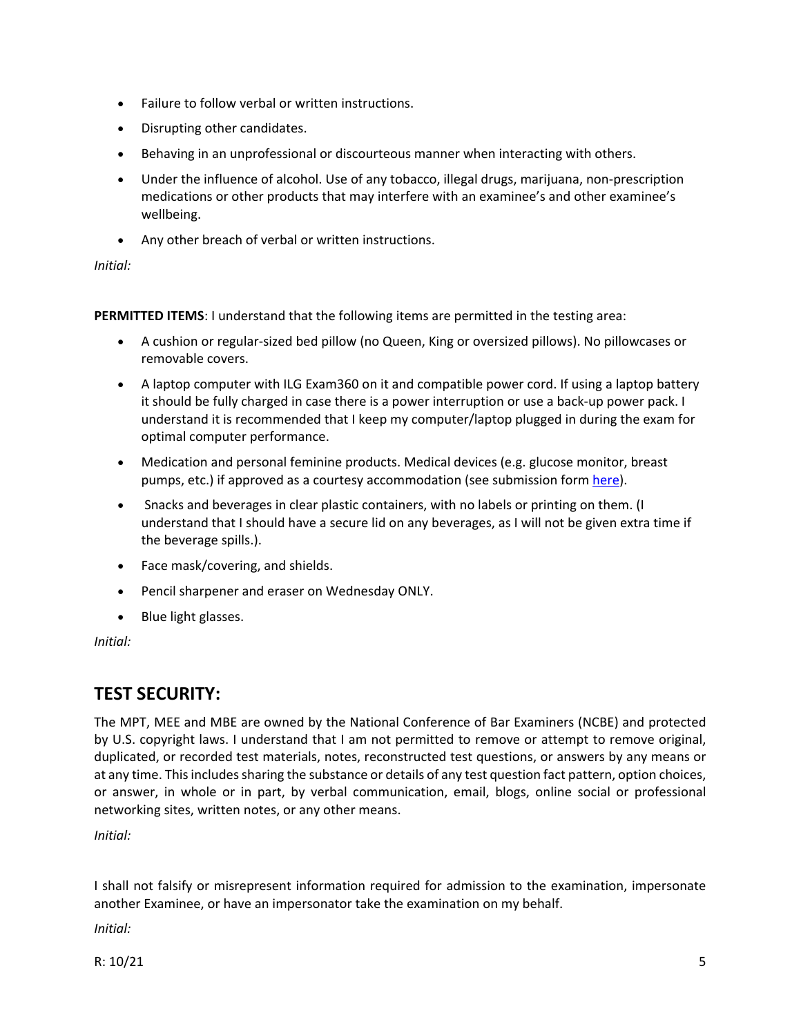- Failure to follow verbal or written instructions.
- Disrupting other candidates.
- Behaving in an unprofessional or discourteous manner when interacting with others.
- Under the influence of alcohol. Use of any tobacco, illegal drugs, marijuana, non-prescription medications or other products that may interfere with an examinee's and other examinee's wellbeing.
- Any other breach of verbal or written instructions.

*Initial:*

**PERMITTED ITEMS**: I understand that the following items are permitted in the testing area:

- A cushion or regular-sized bed pillow (no Queen, King or oversized pillows). No pillowcases or removable covers.
- A laptop computer with ILG Exam360 on it and compatible power cord. If using a laptop battery it should be fully charged in case there is a power interruption or use a back-up power pack. I understand it is recommended that I keep my computer/laptop plugged in during the exam for optimal computer performance.
- Medication and personal feminine products. Medical devices (e.g. glucose monitor, breast pumps, etc.) if approved as a courtesy accommodation (see submission form here).
- Snacks and beverages in clear plastic containers, with no labels or printing on them. (I understand that I should have a secure lid on any beverages, as I will not be given extra time if the beverage spills.).
- Face mask/covering, and shields.
- Pencil sharpener and eraser on Wednesday ONLY.
- Blue light glasses.

*Initial:*

## TEST SECURITY:

The MPT, MEE and MBE are owned by the National Conference of Bar Examiners (NCBE) and protected by U.S. copyright laws. I understand that I am not permitted to remove or attempt to remove original, duplicated, or recorded test materials, notes, reconstructed test questions, or answers by any means or at any time. This includes sharing the substance or details of any test question fact pattern, option choices, or answer, in whole or in part, by verbal communication, email, blogs, online social or professional networking sites, written notes, or any other means.

*Initial:*

I shall not falsify or misrepresent information required for admission to the examination, impersonate another Examinee, or have an impersonator take the examination on my behalf.

*Initial:*

R: 10/21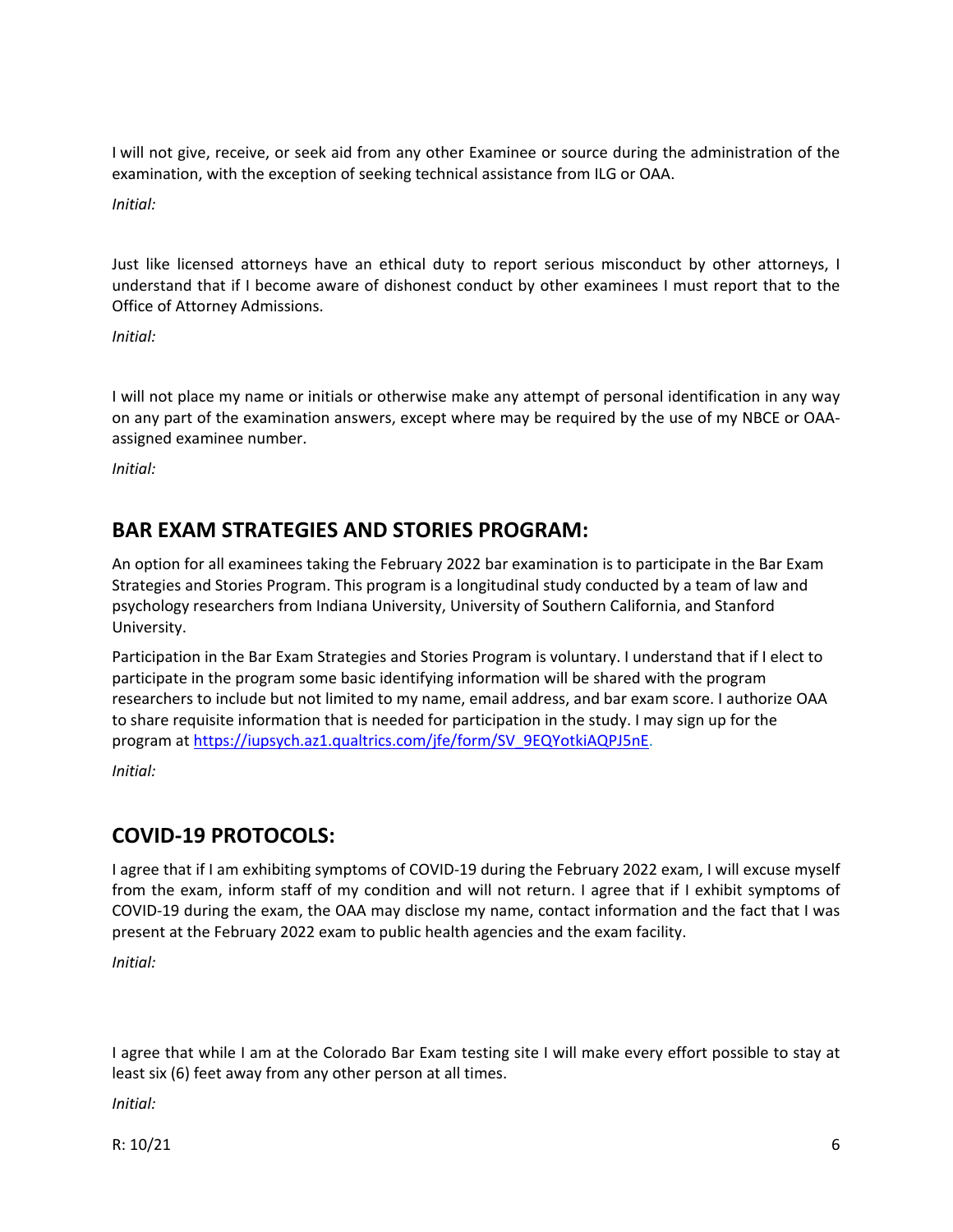I will not give, receive, or seek aid from any other Examinee or source during the administration of the examination, with the exception of seeking technical assistance from ILG or OAA.

*Initial:*

Just like licensed attorneys have an ethical duty to report serious misconduct by other attorneys, I understand that if I become aware of dishonest conduct by other examinees I must report that to the Office of Attorney Admissions.

*Initial:*

I will not place my name or initials or otherwise make any attempt of personal identification in any way on any part of the examination answers, except where may be required by the use of my NBCE or OAA-assigned examinee number.

*Initial:*

## BAR EXAM STRATEGIES AND STORIES PROGRAM:

An option for all examinees taking the February 2022 bar examination is to participate in the Bar Exam Strategies and Stories Program. This program is a longitudinal study conducted by a team of law and psychology researchers from Indiana University, University of Southern California, and Stanford University.

Participation in the Bar Exam Strategies and Stories Program is voluntary. I understand that if I elect to participate in the program some basic identifying information will be shared with the program researchers to include but not limited to my name, email address, and bar exam score. I authorize OAA to share requisite information that is needed for participation in the study. I may sign up for the program at [https://iupsych.az1.qualtrics.com/jfe/form/SV_9EQYotkiAQPJ5nE](https://iupsych.az1.qualtrics.com/jfe/form/SV_9EQYotkiAQPJ5nE).

*Initial:*

## COVID-19 PROTOCOLS:

I agree that if I am exhibiting symptoms of COVID-19 during the February 2022 exam, I will excuse myself from the exam, inform staff of my condition and will not return. I agree that if I exhibit symptoms of COVID-19 during the exam, the OAA may disclose my name, contact information and the fact that I was present at the February 2022 exam to public health agencies and the exam facility.

*Initial:*

I agree that while I am at the Colorado Bar Exam testing site I will make every effort possible to stay at least six (6) feet away from any other person at all times.

*Initial:*

R: 10/21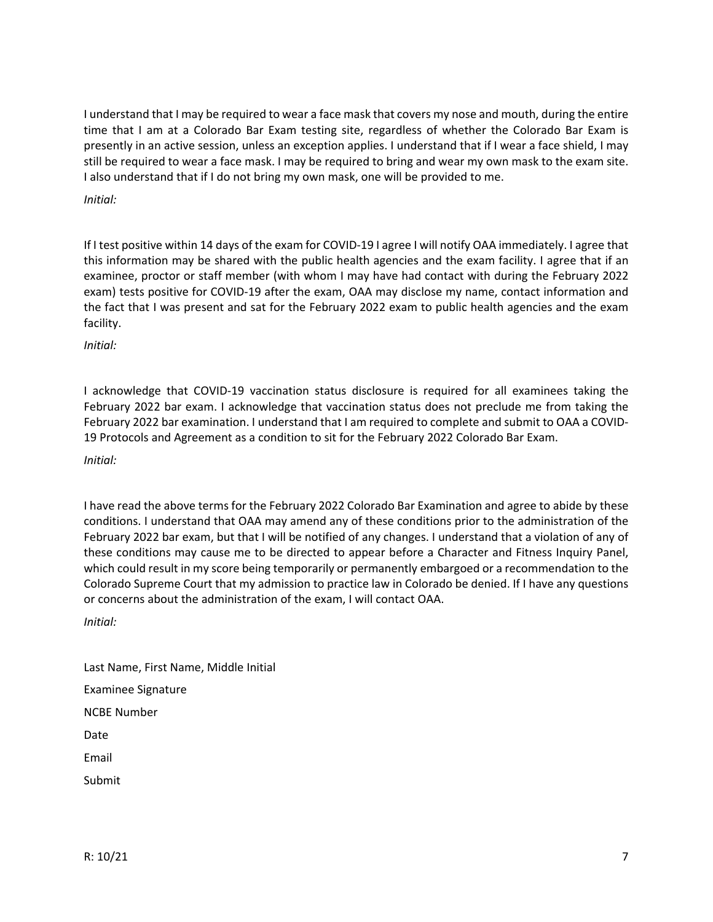I understand that I may be required to wear a face mask that covers my nose and mouth, during the entire time that I am at a Colorado Bar Exam testing site, regardless of whether the Colorado Bar Exam is presently in an active session, unless an exception applies. I understand that if I wear a face shield, I may still be required to wear a face mask. I may be required to bring and wear my own mask to the exam site. I also understand that if I do not bring my own mask, one will be provided to me.

*Initial:*

If I test positive within 14 days of the exam for COVID-19 I agree I will notify OAA immediately. I agree that this information may be shared with the public health agencies and the exam facility. I agree that if an examinee, proctor or staff member (with whom I may have had contact with during the February 2022 exam) tests positive for COVID-19 after the exam, OAA may disclose my name, contact information and the fact that I was present and sat for the February 2022 exam to public health agencies and the exam facility.

*Initial:*

I acknowledge that COVID-19 vaccination status disclosure is required for all examinees taking the February 2022 bar exam. I acknowledge that vaccination status does not preclude me from taking the February 2022 bar examination. I understand that I am required to complete and submit to OAA a COVID-19 Protocols and Agreement as a condition to sit for the February 2022 Colorado Bar Exam.

*Initial:*

I have read the above terms for the February 2022 Colorado Bar Examination and agree to abide by these conditions. I understand that OAA may amend any of these conditions prior to the administration of the February 2022 bar exam, but that I will be notified of any changes. I understand that a violation of any of these conditions may cause me to be directed to appear before a Character and Fitness Inquiry Panel, which could result in my score being temporarily or permanently embargoed or a recommendation to the Colorado Supreme Court that my admission to practice law in Colorado be denied. If I have any questions or concerns about the administration of the exam, I will contact OAA.

*Initial:*

Last Name, First Name, Middle Initial

Examinee Signature

NCBE Number

Date

Email

Submit

R: 10/21